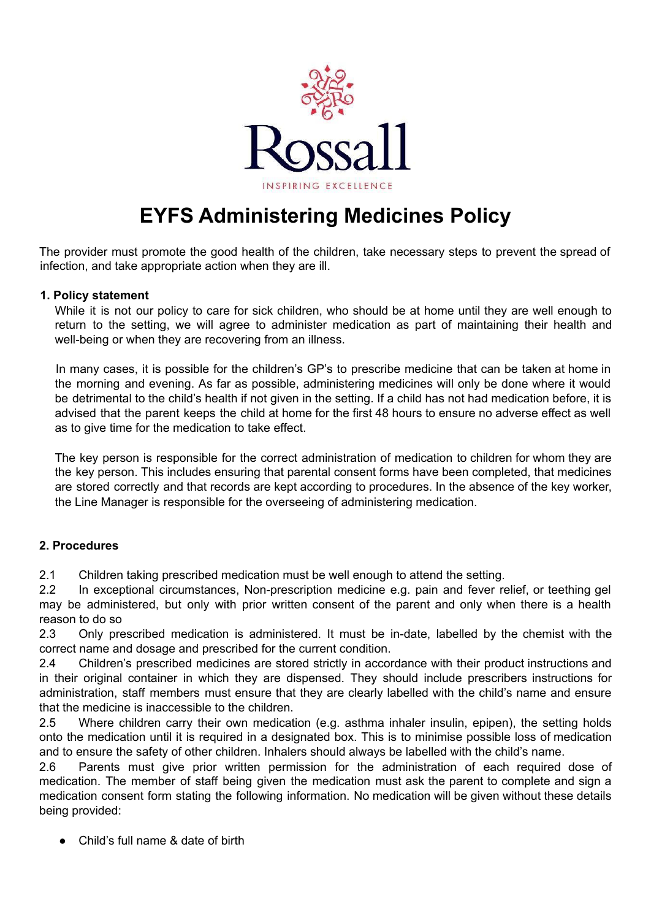Rossall

INSPIRING EXCELLENCE

# EYFS Administering Medicines Policy

The provider must promote the good health of the children, take necessary steps to prevent the spread of infection, and take appropriate action when they are ill.

**1. Policy statement**

While it is not our policy to care for sick children, who should be at home until they are well enough to return to the setting, we will agree to administer medication as part of maintaining their health and well-being or when they are recovering from an illness.

In many cases, it is possible for the children's GP's to prescribe medicine that can be taken at home in the morning and evening. As far as possible, administering medicines will only be done where it would be detrimental to the child's health if not given in the setting. If a child has not had medication before, it is advised that the parent keeps the child at home for the first 48 hours to ensure no adverse effect as well as to give time for the medication to take effect.

The key person is responsible for the correct administration of medication to children for whom they are the key person. This includes ensuring that parental consent forms have been completed, that medicines are stored correctly and that records are kept according to procedures. In the absence of the key worker, the Line Manager is responsible for the overseeing of administering medication.

**2. Procedures**

2.1 Children taking prescribed medication must be well enough to attend the setting.

2.2 In exceptional circumstances, Non-prescription medicine e.g. pain and fever relief, or teething gel may be administered, but only with prior written consent of the parent and only when there is a health reason to do so

2.3 Only prescribed medication is administered. It must be in-date, labelled by the chemist with the correct name and dosage and prescribed for the current condition.

2.4 Children's prescribed medicines are stored strictly in accordance with their product instructions and in their original container in which they are dispensed. They should include prescribers instructions for administration, staff members must ensure that they are clearly labelled with the child's name and ensure that the medicine is inaccessible to the children.

2.5 Where children carry their own medication (e.g. asthma inhaler insulin, epipen), the setting holds onto the medication until it is required in a designated box. This is to minimise possible loss of medication and to ensure the safety of other children. Inhalers should always be labelled with the child's name.

2.6 Parents must give prior written permission for the administration of each required dose of medication. The member of staff being given the medication must ask the parent to complete and sign a medication consent form stating the following information. No medication will be given without these details being provided:

- Child's full name & date of birth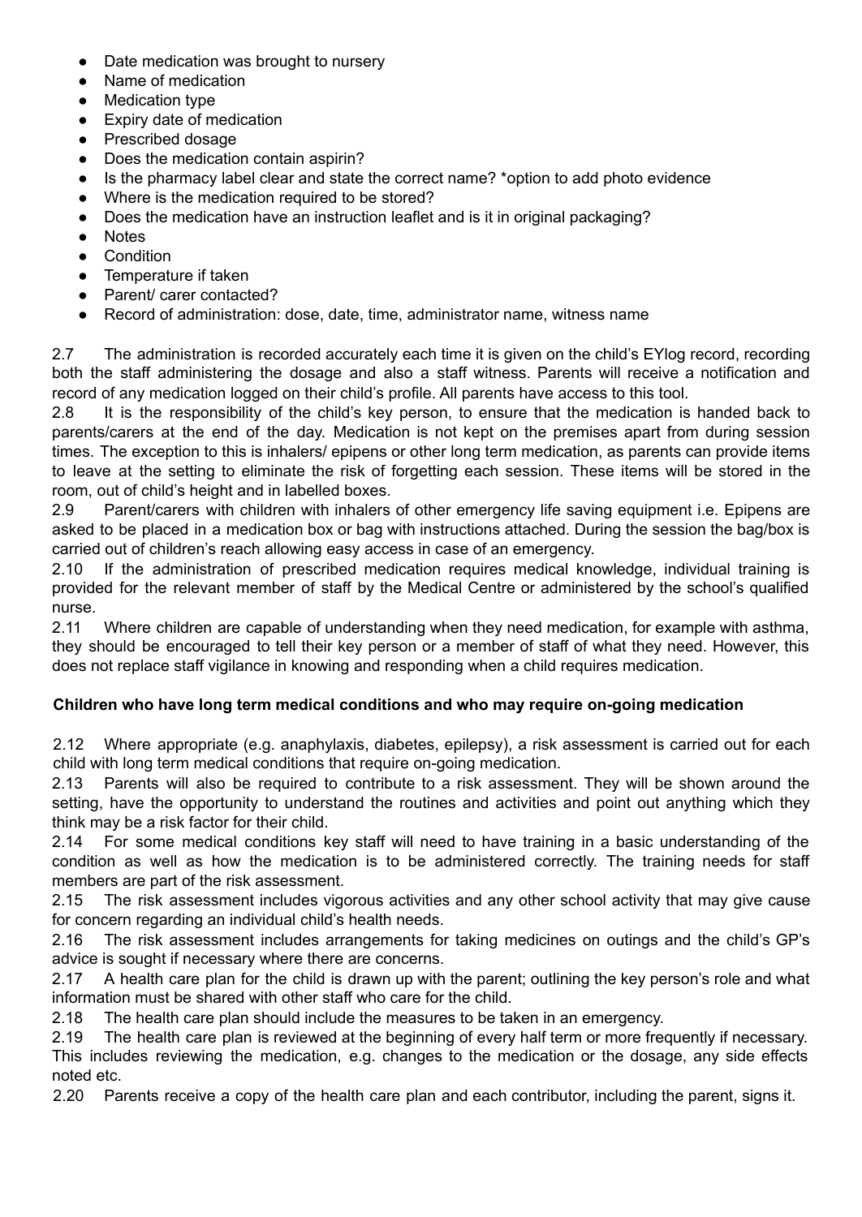- Date medication was brought to nursery
- Name of medication
- Medication type
- Expiry date of medication
- Prescribed dosage
- Does the medication contain aspirin?
- Is the pharmacy label clear and state the correct name? *option to add photo evidence
- Where is the medication required to be stored?
- Does the medication have an instruction leaflet and is it in original packaging?
- Notes
- Condition
- Temperature if taken
- Parent/ carer contacted?
- Record of administration: dose, date, time, administrator name, witness name

2.7 The administration is recorded accurately each time it is given on the child's EYlog record, recording both the staff administering the dosage and also a staff witness. Parents will receive a notification and record of any medication logged on their child's profile. All parents have access to this tool.

2.8 It is the responsibility of the child's key person, to ensure that the medication is handed back to parents/carers at the end of the day. Medication is not kept on the premises apart from during session times. The exception to this is inhalers/ epipens or other long term medication, as parents can provide items to leave at the setting to eliminate the risk of forgetting each session. These items will be stored in the room, out of child's height and in labelled boxes.

2.9 Parent/carers with children with inhalers of other emergency life saving equipment i.e. Epipens are asked to be placed in a medication box or bag with instructions attached. During the session the bag/box is carried out of children's reach allowing easy access in case of an emergency.

2.10 If the administration of prescribed medication requires medical knowledge, individual training is provided for the relevant member of staff by the Medical Centre or administered by the school's qualified nurse.

2.11 Where children are capable of understanding when they need medication, for example with asthma, they should be encouraged to tell their key person or a member of staff of what they need. However, this does not replace staff vigilance in knowing and responding when a child requires medication.

**Children who have long term medical conditions and who may require on-going medication**

2.12 Where appropriate (e.g. anaphylaxis, diabetes, epilepsy), a risk assessment is carried out for each child with long term medical conditions that require on-going medication.

2.13 Parents will also be required to contribute to a risk assessment. They will be shown around the setting, have the opportunity to understand the routines and activities and point out anything which they think may be a risk factor for their child.

2.14 For some medical conditions key staff will need to have training in a basic understanding of the condition as well as how the medication is to be administered correctly. The training needs for staff members are part of the risk assessment.

2.15 The risk assessment includes vigorous activities and any other school activity that may give cause for concern regarding an individual child's health needs.

2.16 The risk assessment includes arrangements for taking medicines on outings and the child's GP's advice is sought if necessary where there are concerns.

2.17 A health care plan for the child is drawn up with the parent; outlining the key person's role and what information must be shared with other staff who care for the child.

2.18 The health care plan should include the measures to be taken in an emergency.

2.19 The health care plan is reviewed at the beginning of every half term or more frequently if necessary. This includes reviewing the medication, e.g. changes to the medication or the dosage, any side effects noted etc.

2.20 Parents receive a copy of the health care plan and each contributor, including the parent, signs it.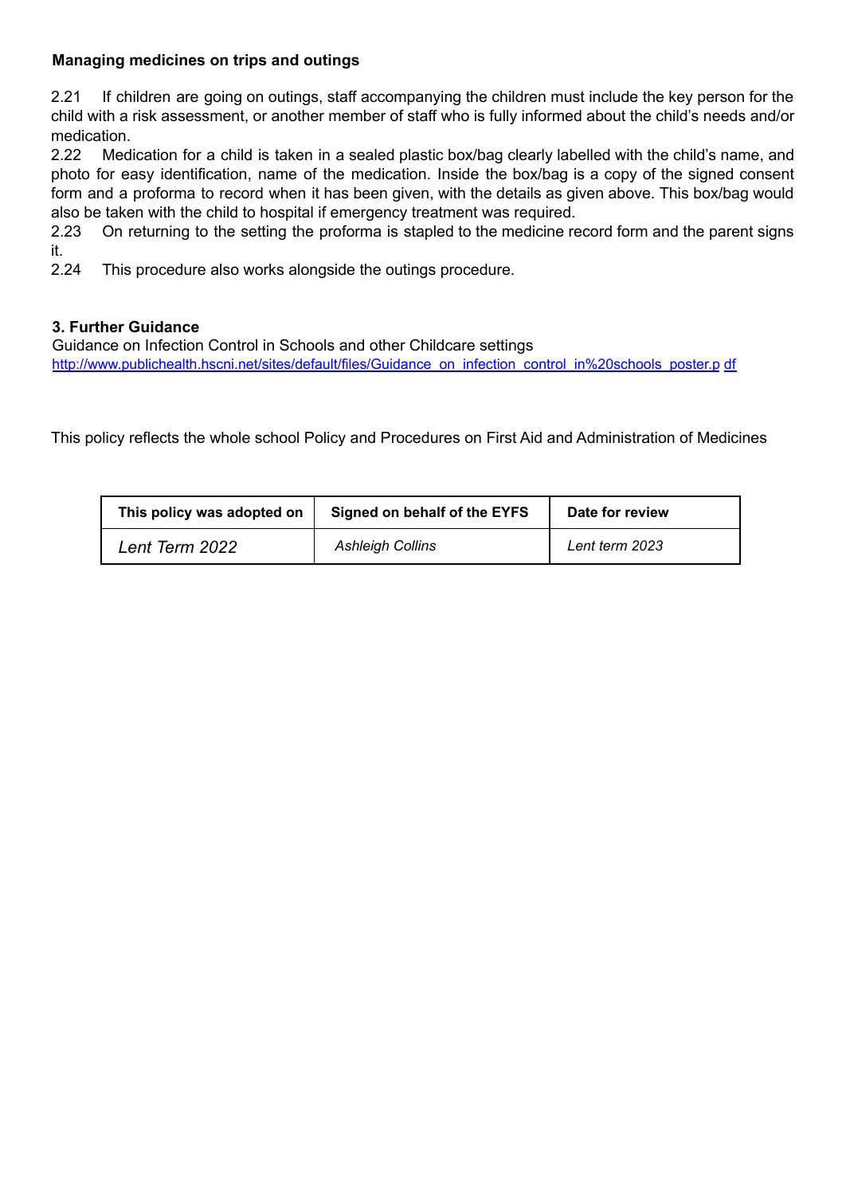**Managing medicines on trips and outings**

2.21 If children are going on outings, staff accompanying the children must include the key person for the child with a risk assessment, or another member of staff who is fully informed about the child's needs and/or medication.
2.22 Medication for a child is taken in a sealed plastic box/bag clearly labelled with the child's name, and photo for easy identification, name of the medication. Inside the box/bag is a copy of the signed consent form and a proforma to record when it has been given, with the details as given above. This box/bag would also be taken with the child to hospital if emergency treatment was required.
2.23 On returning to the setting the proforma is stapled to the medicine record form and the parent signs it.
2.24 This procedure also works alongside the outings procedure.

**3. Further Guidance**

Guidance on Infection Control in Schools and other Childcare settings
http://www.publichealth.hscni.net/sites/default/files/Guidance_on_infection_control_in%20schools_poster.pdf

This policy reflects the whole school Policy and Procedures on First Aid and Administration of Medicines

| This policy was adopted on | Signed on behalf of the EYFS | Date for review |
|---|---|---|
| *Lent Term 2022* | *Ashleigh Collins* | *Lent term 2023* |